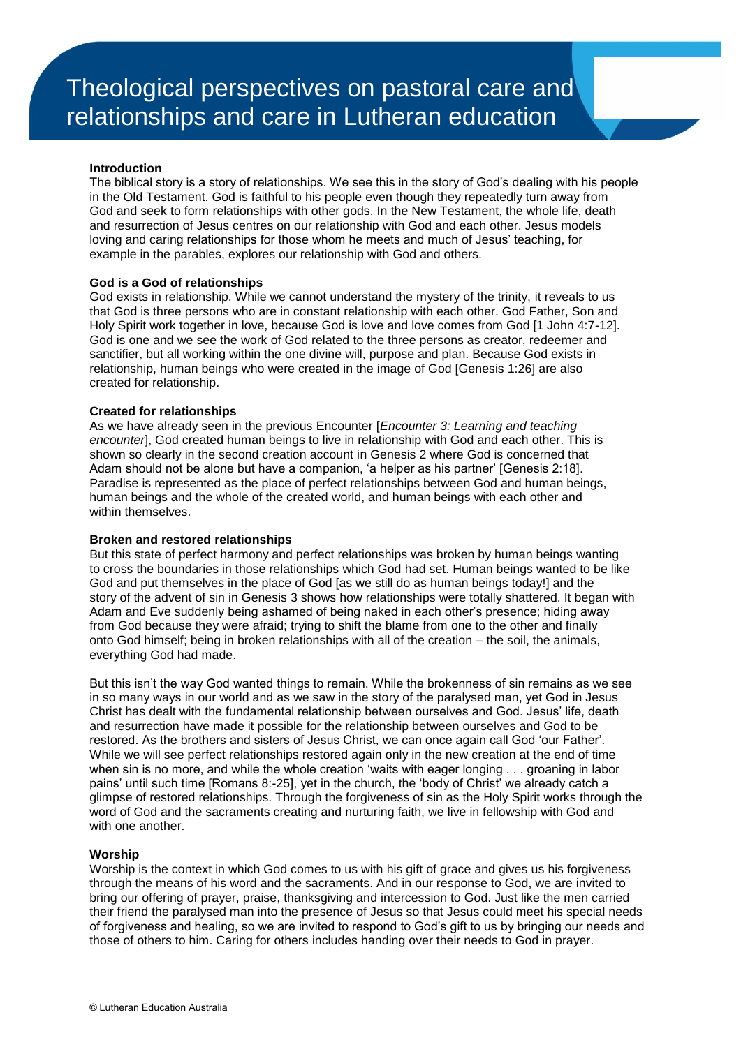# Theological perspectives on pastoral care and relationships and care in Lutheran education

**Introduction**

The biblical story is a story of relationships. We see this in the story of God's dealing with his people in the Old Testament. God is faithful to his people even though they repeatedly turn away from God and seek to form relationships with other gods. In the New Testament, the whole life, death and resurrection of Jesus centres on our relationship with God and each other. Jesus models loving and caring relationships for those whom he meets and much of Jesus' teaching, for example in the parables, explores our relationship with God and others.

**God is a God of relationships**

God exists in relationship. While we cannot understand the mystery of the trinity, it reveals to us that God is three persons who are in constant relationship with each other. God Father, Son and Holy Spirit work together in love, because God is love and love comes from God [1 John 4:7-12]. God is one and we see the work of God related to the three persons as creator, redeemer and sanctifier, but all working within the one divine will, purpose and plan. Because God exists in relationship, human beings who were created in the image of God [Genesis 1:26] are also created for relationship.

**Created for relationships**

As we have already seen in the previous Encounter [*Encounter 3: Learning and teaching encounter*], God created human beings to live in relationship with God and each other. This is shown so clearly in the second creation account in Genesis 2 where God is concerned that Adam should not be alone but have a companion, 'a helper as his partner' [Genesis 2:18]. Paradise is represented as the place of perfect relationships between God and human beings, human beings and the whole of the created world, and human beings with each other and within themselves.

**Broken and restored relationships**

But this state of perfect harmony and perfect relationships was broken by human beings wanting to cross the boundaries in those relationships which God had set. Human beings wanted to be like God and put themselves in the place of God [as we still do as human beings today!] and the story of the advent of sin in Genesis 3 shows how relationships were totally shattered. It began with Adam and Eve suddenly being ashamed of being naked in each other's presence; hiding away from God because they were afraid; trying to shift the blame from one to the other and finally onto God himself; being in broken relationships with all of the creation – the soil, the animals, everything God had made.

But this isn't the way God wanted things to remain. While the brokenness of sin remains as we see in so many ways in our world and as we saw in the story of the paralysed man, yet God in Jesus Christ has dealt with the fundamental relationship between ourselves and God. Jesus' life, death and resurrection have made it possible for the relationship between ourselves and God to be restored. As the brothers and sisters of Jesus Christ, we can once again call God 'our Father'. While we will see perfect relationships restored again only in the new creation at the end of time when sin is no more, and while the whole creation 'waits with eager longing . . . groaning in labor pains' until such time [Romans 8:-25], yet in the church, the 'body of Christ' we already catch a glimpse of restored relationships. Through the forgiveness of sin as the Holy Spirit works through the word of God and the sacraments creating and nurturing faith, we live in fellowship with God and with one another.

**Worship**

Worship is the context in which God comes to us with his gift of grace and gives us his forgiveness through the means of his word and the sacraments. And in our response to God, we are invited to bring our offering of prayer, praise, thanksgiving and intercession to God. Just like the men carried their friend the paralysed man into the presence of Jesus so that Jesus could meet his special needs of forgiveness and healing, so we are invited to respond to God's gift to us by bringing our needs and those of others to him. Caring for others includes handing over their needs to God in prayer.

© Lutheran Education Australia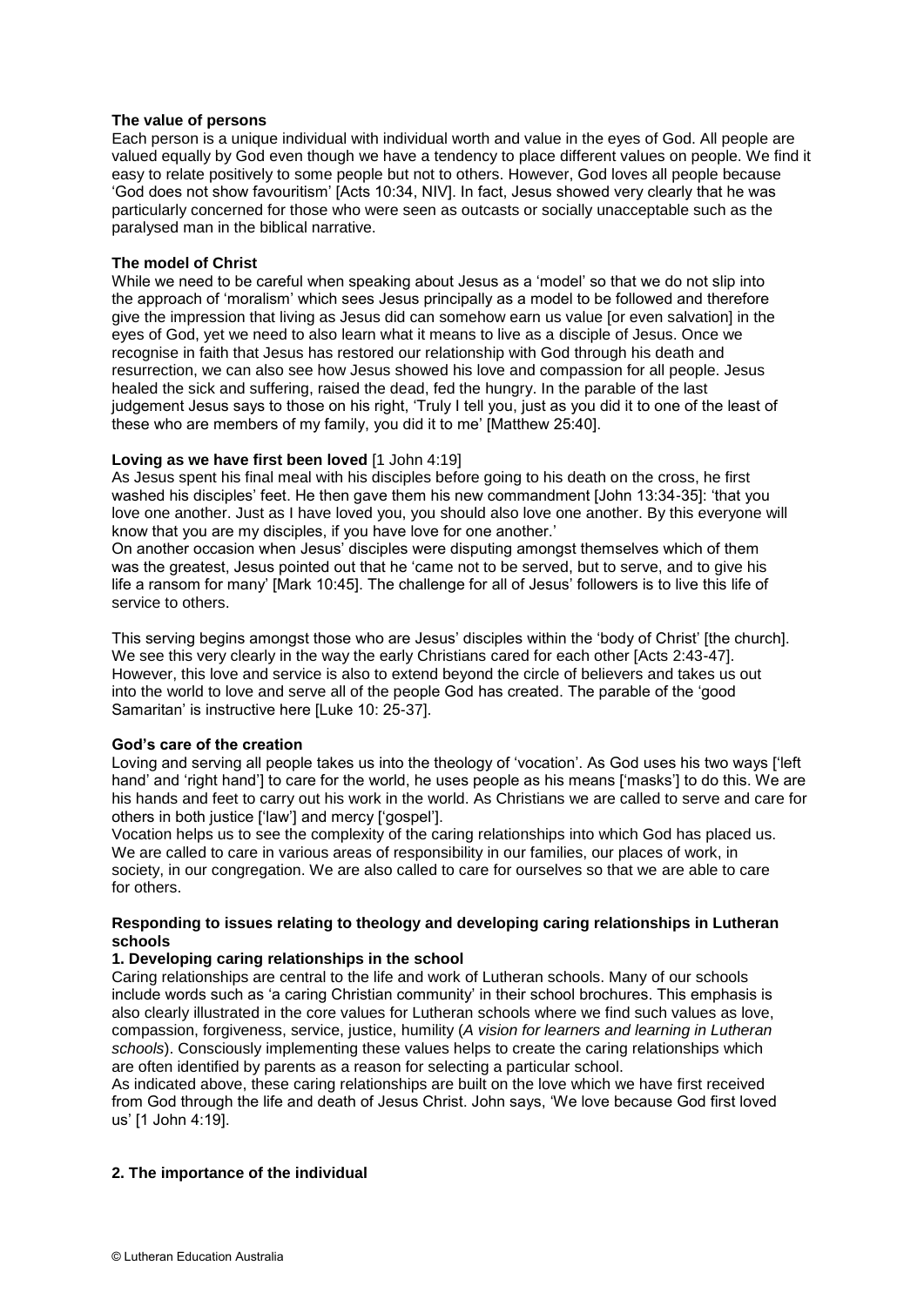**The value of persons**

Each person is a unique individual with individual worth and value in the eyes of God. All people are valued equally by God even though we have a tendency to place different values on people. We find it easy to relate positively to some people but not to others. However, God loves all people because 'God does not show favouritism' [Acts 10:34, NIV]. In fact, Jesus showed very clearly that he was particularly concerned for those who were seen as outcasts or socially unacceptable such as the paralysed man in the biblical narrative.

**The model of Christ**

While we need to be careful when speaking about Jesus as a 'model' so that we do not slip into the approach of 'moralism' which sees Jesus principally as a model to be followed and therefore give the impression that living as Jesus did can somehow earn us value [or even salvation] in the eyes of God, yet we need to also learn what it means to live as a disciple of Jesus. Once we recognise in faith that Jesus has restored our relationship with God through his death and resurrection, we can also see how Jesus showed his love and compassion for all people. Jesus healed the sick and suffering, raised the dead, fed the hungry. In the parable of the last judgement Jesus says to those on his right, 'Truly I tell you, just as you did it to one of the least of these who are members of my family, you did it to me' [Matthew 25:40].

**Loving as we have first been loved** [1 John 4:19]

As Jesus spent his final meal with his disciples before going to his death on the cross, he first washed his disciples' feet. He then gave them his new commandment [John 13:34-35]: 'that you love one another. Just as I have loved you, you should also love one another. By this everyone will know that you are my disciples, if you have love for one another.'

On another occasion when Jesus' disciples were disputing amongst themselves which of them was the greatest, Jesus pointed out that he 'came not to be served, but to serve, and to give his life a ransom for many' [Mark 10:45]. The challenge for all of Jesus' followers is to live this life of service to others.

This serving begins amongst those who are Jesus' disciples within the 'body of Christ' [the church]. We see this very clearly in the way the early Christians cared for each other [Acts 2:43-47]. However, this love and service is also to extend beyond the circle of believers and takes us out into the world to love and serve all of the people God has created. The parable of the 'good Samaritan' is instructive here [Luke 10: 25-37].

**God's care of the creation**

Loving and serving all people takes us into the theology of 'vocation'. As God uses his two ways ['left hand' and 'right hand'] to care for the world, he uses people as his means ['masks'] to do this. We are his hands and feet to carry out his work in the world. As Christians we are called to serve and care for others in both justice ['law'] and mercy ['gospel'].

Vocation helps us to see the complexity of the caring relationships into which God has placed us. We are called to care in various areas of responsibility in our families, our places of work, in society, in our congregation. We are also called to care for ourselves so that we are able to care for others.

**Responding to issues relating to theology and developing caring relationships in Lutheran schools**

**1. Developing caring relationships in the school**

Caring relationships are central to the life and work of Lutheran schools. Many of our schools include words such as 'a caring Christian community' in their school brochures. This emphasis is also clearly illustrated in the core values for Lutheran schools where we find such values as love, compassion, forgiveness, service, justice, humility (*A vision for learners and learning in Lutheran schools*). Consciously implementing these values helps to create the caring relationships which are often identified by parents as a reason for selecting a particular school.

As indicated above, these caring relationships are built on the love which we have first received from God through the life and death of Jesus Christ. John says, 'We love because God first loved us' [1 John 4:19].

**2. The importance of the individual**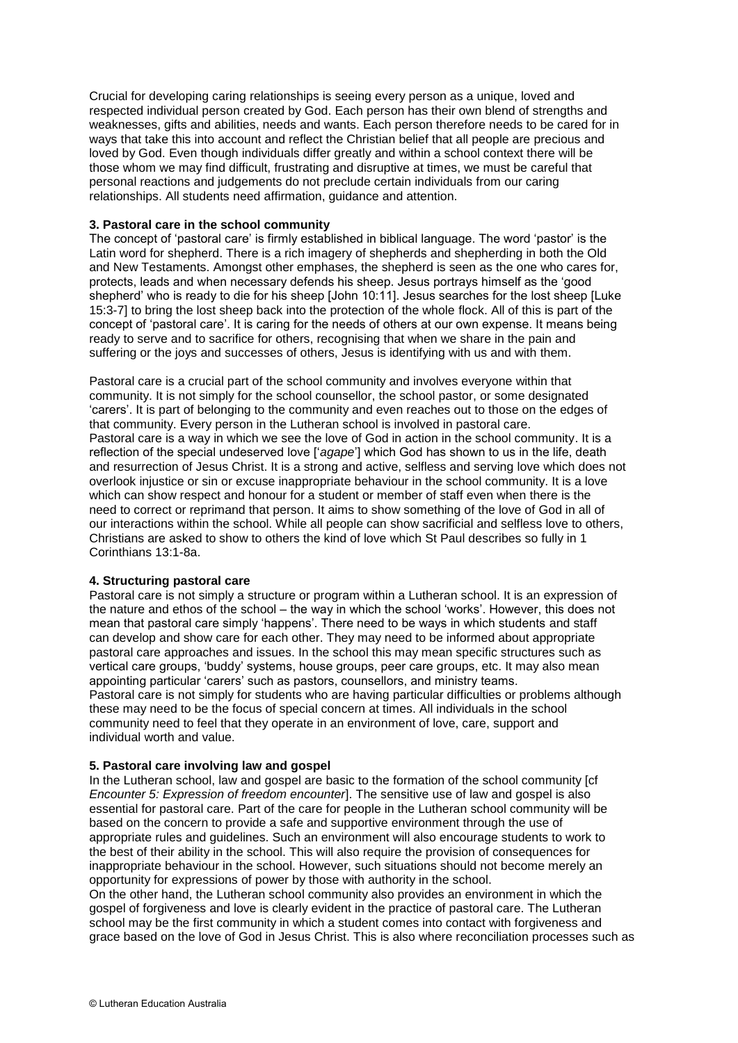Crucial for developing caring relationships is seeing every person as a unique, loved and respected individual person created by God. Each person has their own blend of strengths and weaknesses, gifts and abilities, needs and wants. Each person therefore needs to be cared for in ways that take this into account and reflect the Christian belief that all people are precious and loved by God. Even though individuals differ greatly and within a school context there will be those whom we may find difficult, frustrating and disruptive at times, we must be careful that personal reactions and judgements do not preclude certain individuals from our caring relationships. All students need affirmation, guidance and attention.

### 3. Pastoral care in the school community

The concept of 'pastoral care' is firmly established in biblical language. The word 'pastor' is the Latin word for shepherd. There is a rich imagery of shepherds and shepherding in both the Old and New Testaments. Amongst other emphases, the shepherd is seen as the one who cares for, protects, leads and when necessary defends his sheep. Jesus portrays himself as the 'good shepherd' who is ready to die for his sheep [John 10:11]. Jesus searches for the lost sheep [Luke 15:3-7] to bring the lost sheep back into the protection of the whole flock. All of this is part of the concept of 'pastoral care'. It is caring for the needs of others at our own expense. It means being ready to serve and to sacrifice for others, recognising that when we share in the pain and suffering or the joys and successes of others, Jesus is identifying with us and with them.

Pastoral care is a crucial part of the school community and involves everyone within that community. It is not simply for the school counsellor, the school pastor, or some designated 'carers'. It is part of belonging to the community and even reaches out to those on the edges of that community. Every person in the Lutheran school is involved in pastoral care.

Pastoral care is a way in which we see the love of God in action in the school community. It is a reflection of the special undeserved love ['*agape*'] which God has shown to us in the life, death and resurrection of Jesus Christ. It is a strong and active, selfless and serving love which does not overlook injustice or sin or excuse inappropriate behaviour in the school community. It is a love which can show respect and honour for a student or member of staff even when there is the need to correct or reprimand that person. It aims to show something of the love of God in all of our interactions within the school. While all people can show sacrificial and selfless love to others, Christians are asked to show to others the kind of love which St Paul describes so fully in 1 Corinthians 13:1-8a.

### 4. Structuring pastoral care

Pastoral care is not simply a structure or program within a Lutheran school. It is an expression of the nature and ethos of the school – the way in which the school 'works'. However, this does not mean that pastoral care simply 'happens'. There need to be ways in which students and staff can develop and show care for each other. They may need to be informed about appropriate pastoral care approaches and issues. In the school this may mean specific structures such as vertical care groups, 'buddy' systems, house groups, peer care groups, etc. It may also mean appointing particular 'carers' such as pastors, counsellors, and ministry teams.

Pastoral care is not simply for students who are having particular difficulties or problems although these may need to be the focus of special concern at times. All individuals in the school community need to feel that they operate in an environment of love, care, support and individual worth and value.

### 5. Pastoral care involving law and gospel

In the Lutheran school, law and gospel are basic to the formation of the school community [cf *Encounter 5: Expression of freedom encounter*]. The sensitive use of law and gospel is also essential for pastoral care. Part of the care for people in the Lutheran school community will be based on the concern to provide a safe and supportive environment through the use of appropriate rules and guidelines. Such an environment will also encourage students to work to the best of their ability in the school. This will also require the provision of consequences for inappropriate behaviour in the school. However, such situations should not become merely an opportunity for expressions of power by those with authority in the school.

On the other hand, the Lutheran school community also provides an environment in which the gospel of forgiveness and love is clearly evident in the practice of pastoral care. The Lutheran school may be the first community in which a student comes into contact with forgiveness and grace based on the love of God in Jesus Christ. This is also where reconciliation processes such as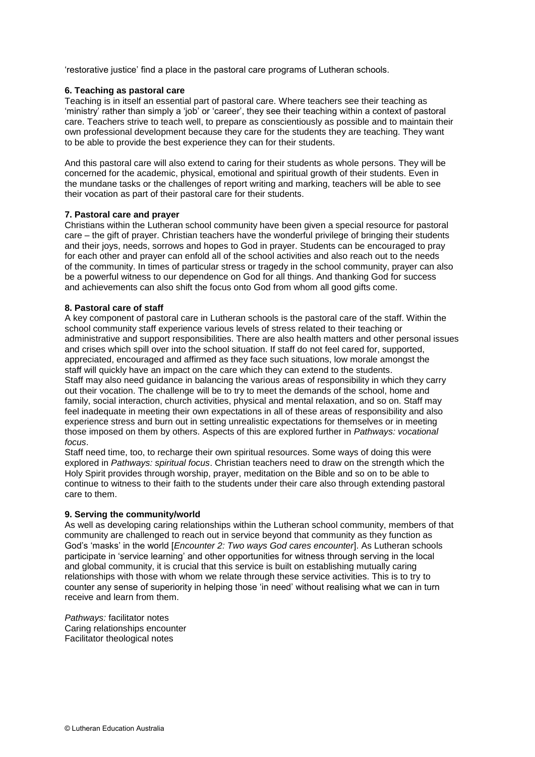'restorative justice' find a place in the pastoral care programs of Lutheran schools.

**6. Teaching as pastoral care**

Teaching is in itself an essential part of pastoral care. Where teachers see their teaching as 'ministry' rather than simply a 'job' or 'career', they see their teaching within a context of pastoral care. Teachers strive to teach well, to prepare as conscientiously as possible and to maintain their own professional development because they care for the students they are teaching. They want to be able to provide the best experience they can for their students.

And this pastoral care will also extend to caring for their students as whole persons. They will be concerned for the academic, physical, emotional and spiritual growth of their students. Even in the mundane tasks or the challenges of report writing and marking, teachers will be able to see their vocation as part of their pastoral care for their students.

**7. Pastoral care and prayer**

Christians within the Lutheran school community have been given a special resource for pastoral care – the gift of prayer. Christian teachers have the wonderful privilege of bringing their students and their joys, needs, sorrows and hopes to God in prayer. Students can be encouraged to pray for each other and prayer can enfold all of the school activities and also reach out to the needs of the community. In times of particular stress or tragedy in the school community, prayer can also be a powerful witness to our dependence on God for all things. And thanking God for success and achievements can also shift the focus onto God from whom all good gifts come.

**8. Pastoral care of staff**

A key component of pastoral care in Lutheran schools is the pastoral care of the staff. Within the school community staff experience various levels of stress related to their teaching or administrative and support responsibilities. There are also health matters and other personal issues and crises which spill over into the school situation. If staff do not feel cared for, supported, appreciated, encouraged and affirmed as they face such situations, low morale amongst the staff will quickly have an impact on the care which they can extend to the students.

Staff may also need guidance in balancing the various areas of responsibility in which they carry out their vocation. The challenge will be to try to meet the demands of the school, home and family, social interaction, church activities, physical and mental relaxation, and so on. Staff may feel inadequate in meeting their own expectations in all of these areas of responsibility and also experience stress and burn out in setting unrealistic expectations for themselves or in meeting those imposed on them by others. Aspects of this are explored further in *Pathways: vocational focus*.

Staff need time, too, to recharge their own spiritual resources. Some ways of doing this were explored in *Pathways: spiritual focus*. Christian teachers need to draw on the strength which the Holy Spirit provides through worship, prayer, meditation on the Bible and so on to be able to continue to witness to their faith to the students under their care also through extending pastoral care to them.

**9. Serving the community/world**

As well as developing caring relationships within the Lutheran school community, members of that community are challenged to reach out in service beyond that community as they function as God's 'masks' in the world [*Encounter 2: Two ways God cares encounter*]. As Lutheran schools participate in 'service learning' and other opportunities for witness through serving in the local and global community, it is crucial that this service is built on establishing mutually caring relationships with those with whom we relate through these service activities. This is to try to counter any sense of superiority in helping those 'in need' without realising what we can in turn receive and learn from them.

*Pathways:* facilitator notes
Caring relationships encounter
Facilitator theological notes